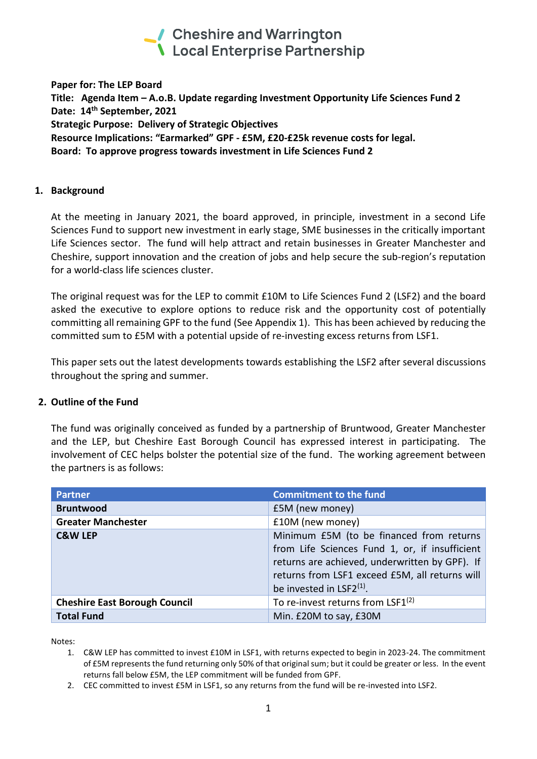Cheshire and Warrington Local Enterprise Partnership

**Paper for: The LEP Board**
**Title: Agenda Item – A.o.B. Update regarding Investment Opportunity Life Sciences Fund 2**
**Date: 14th September, 2021**
**Strategic Purpose: Delivery of Strategic Objectives**
**Resource Implications: "Earmarked" GPF - £5M, £20-£25k revenue costs for legal.**
**Board: To approve progress towards investment in Life Sciences Fund 2**

## 1. Background

At the meeting in January 2021, the board approved, in principle, investment in a second Life Sciences Fund to support new investment in early stage, SME businesses in the critically important Life Sciences sector. The fund will help attract and retain businesses in Greater Manchester and Cheshire, support innovation and the creation of jobs and help secure the sub-region's reputation for a world-class life sciences cluster.

The original request was for the LEP to commit £10M to Life Sciences Fund 2 (LSF2) and the board asked the executive to explore options to reduce risk and the opportunity cost of potentially committing all remaining GPF to the fund (See Appendix 1). This has been achieved by reducing the committed sum to £5M with a potential upside of re-investing excess returns from LSF1.

This paper sets out the latest developments towards establishing the LSF2 after several discussions throughout the spring and summer.

## 2. Outline of the Fund

The fund was originally conceived as funded by a partnership of Bruntwood, Greater Manchester and the LEP, but Cheshire East Borough Council has expressed interest in participating. The involvement of CEC helps bolster the potential size of the fund. The working agreement between the partners is as follows:

| Partner | Commitment to the fund |
|---|---|
| **Bruntwood** | £5M (new money) |
| **Greater Manchester** | £10M (new money) |
| **C&W LEP** | Minimum £5M (to be financed from returns from Life Sciences Fund 1, or, if insufficient returns are achieved, underwritten by GPF). If returns from LSF1 exceed £5M, all returns will be invested in LSF2[1]. |
| **Cheshire East Borough Council** | To re-invest returns from LSF1[2] |
| **Total Fund** | Min. £20M to say, £30M |

Notes:

1. C&W LEP has committed to invest £10M in LSF1, with returns expected to begin in 2023-24. The commitment of £5M represents the fund returning only 50% of that original sum; but it could be greater or less. In the event returns fall below £5M, the LEP commitment will be funded from GPF.
2. CEC committed to invest £5M in LSF1, so any returns from the fund will be re-invested into LSF2.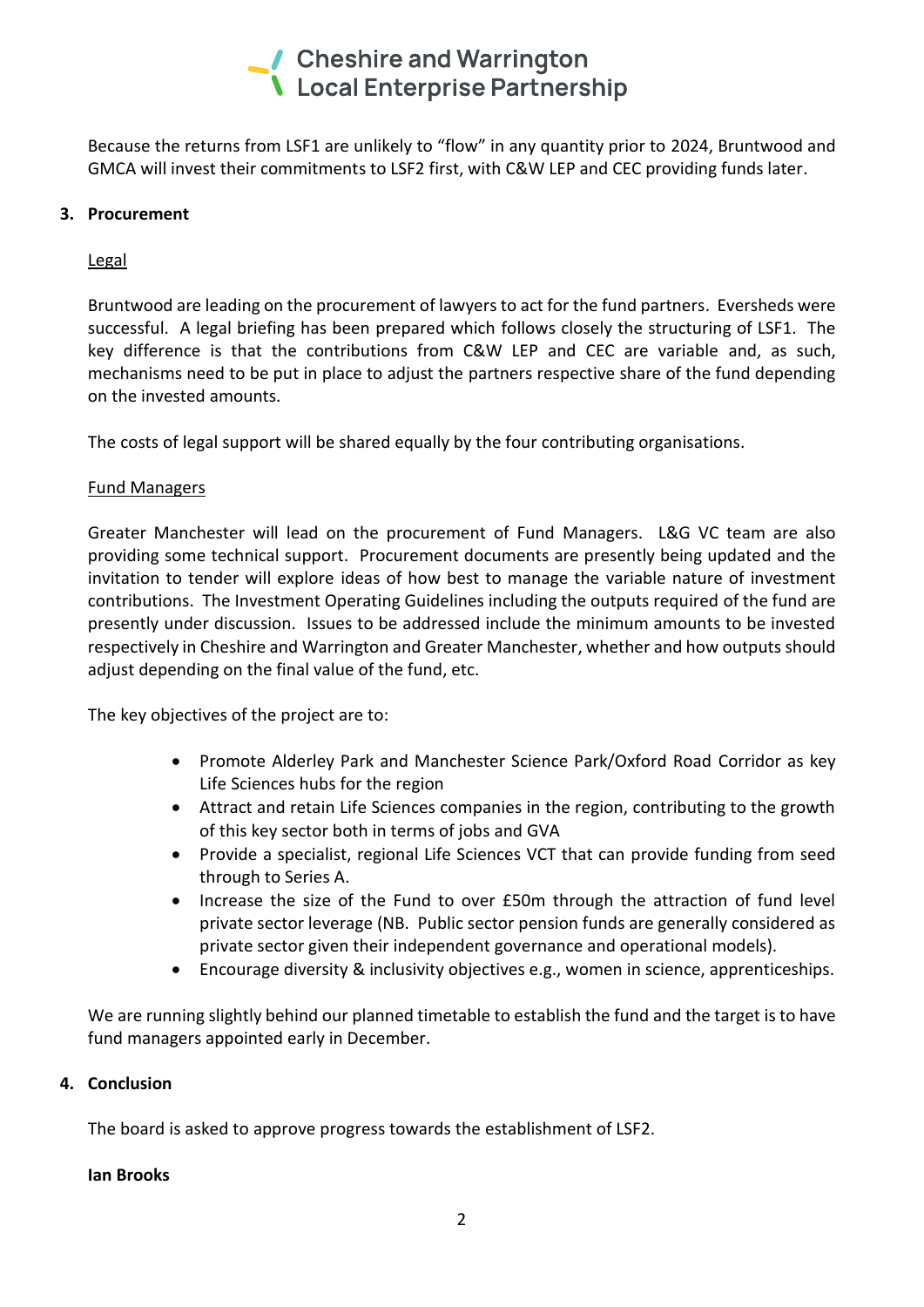Because the returns from LSF1 are unlikely to "flow" in any quantity prior to 2024, Bruntwood and GMCA will invest their commitments to LSF2 first, with C&W LEP and CEC providing funds later.

## 3. Procurement

### Legal

Bruntwood are leading on the procurement of lawyers to act for the fund partners. Eversheds were successful. A legal briefing has been prepared which follows closely the structuring of LSF1. The key difference is that the contributions from C&W LEP and CEC are variable and, as such, mechanisms need to be put in place to adjust the partners respective share of the fund depending on the invested amounts.

The costs of legal support will be shared equally by the four contributing organisations.

### Fund Managers

Greater Manchester will lead on the procurement of Fund Managers. L&G VC team are also providing some technical support. Procurement documents are presently being updated and the invitation to tender will explore ideas of how best to manage the variable nature of investment contributions. The Investment Operating Guidelines including the outputs required of the fund are presently under discussion. Issues to be addressed include the minimum amounts to be invested respectively in Cheshire and Warrington and Greater Manchester, whether and how outputs should adjust depending on the final value of the fund, etc.

The key objectives of the project are to:

- Promote Alderley Park and Manchester Science Park/Oxford Road Corridor as key Life Sciences hubs for the region
- Attract and retain Life Sciences companies in the region, contributing to the growth of this key sector both in terms of jobs and GVA
- Provide a specialist, regional Life Sciences VCT that can provide funding from seed through to Series A.
- Increase the size of the Fund to over £50m through the attraction of fund level private sector leverage (NB. Public sector pension funds are generally considered as private sector given their independent governance and operational models).
- Encourage diversity & inclusivity objectives e.g., women in science, apprenticeships.

We are running slightly behind our planned timetable to establish the fund and the target is to have fund managers appointed early in December.

## 4. Conclusion

The board is asked to approve progress towards the establishment of LSF2.

**Ian Brooks**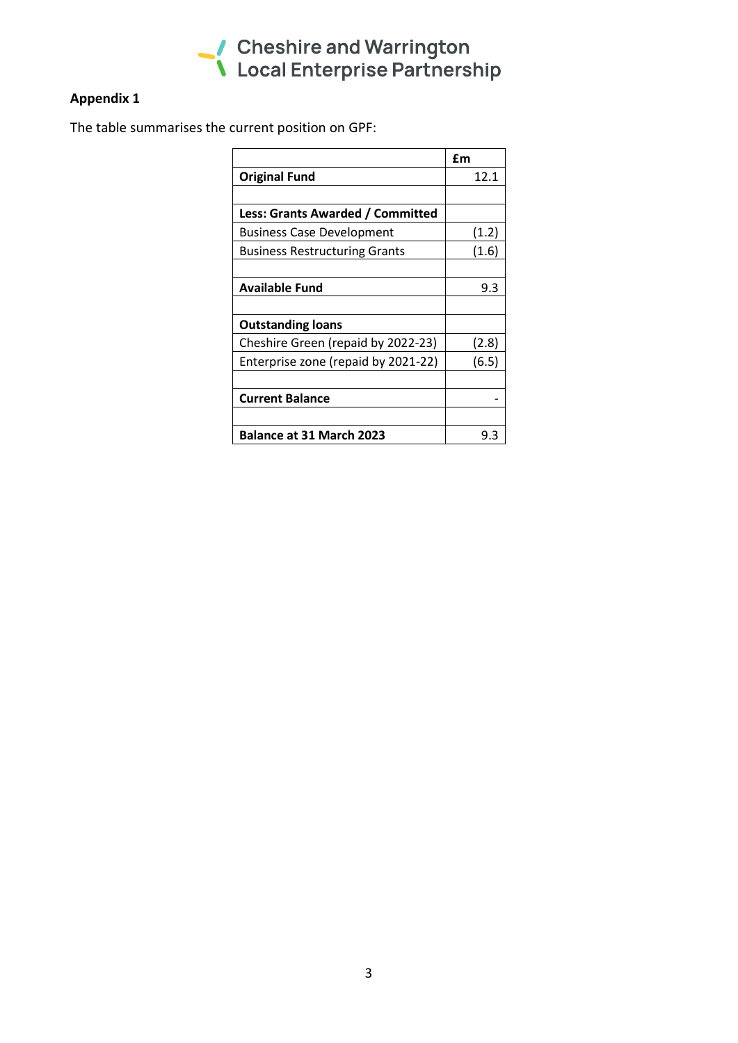Cheshire and Warrington Local Enterprise Partnership

**Appendix 1**

The table summarises the current position on GPF:

| | £m |
|---|---|
| **Original Fund** | 12.1 |
| | |
| **Less: Grants Awarded / Committed** | |
| Business Case Development | (1.2) |
| Business Restructuring Grants | (1.6) |
| | |
| **Available Fund** | 9.3 |
| | |
| **Outstanding loans** | |
| Cheshire Green (repaid by 2022-23) | (2.8) |
| Enterprise zone (repaid by 2021-22) | (6.5) |
| | |
| **Current Balance** | - |
| | |
| **Balance at 31 March 2023** | 9.3 |